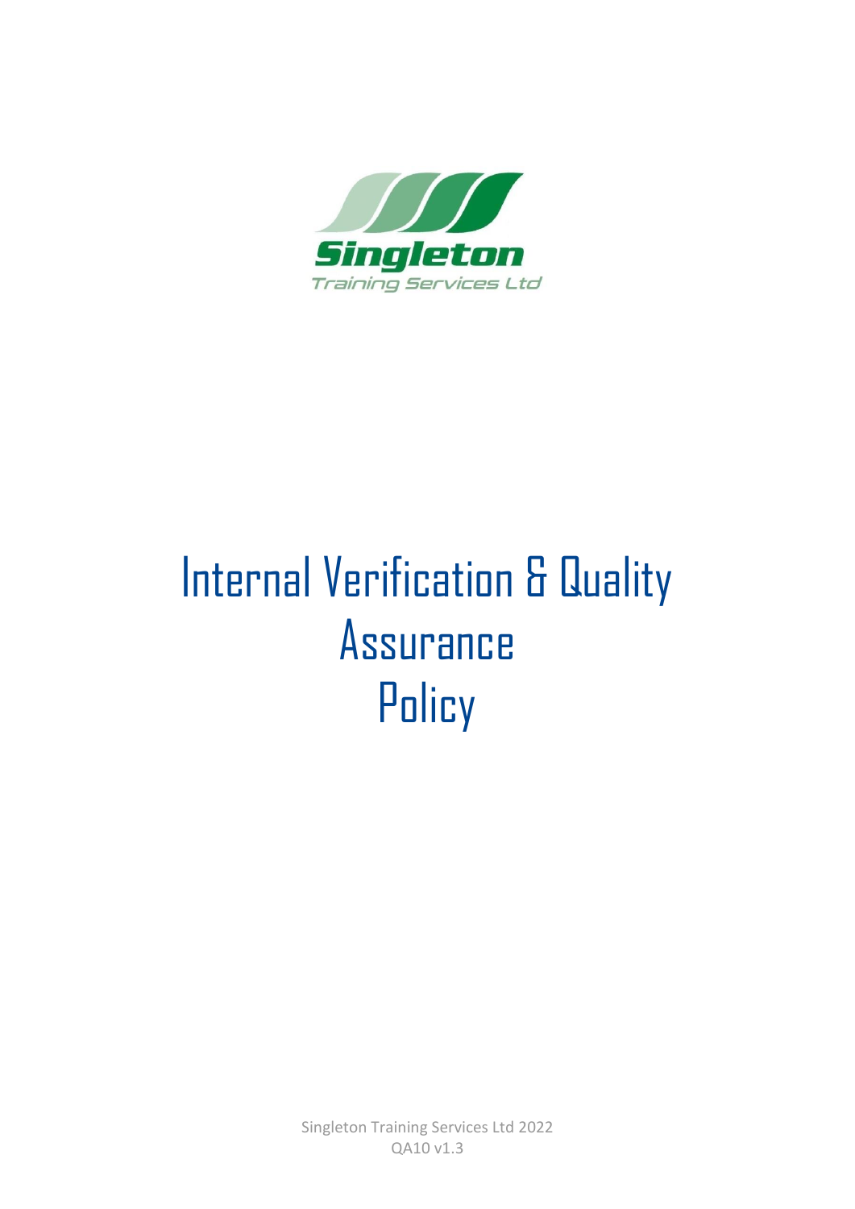Singleton

Training Services Ltd

# Internal Verification & Quality Assurance Policy

Singleton Training Services Ltd 2022

QA10 v1.3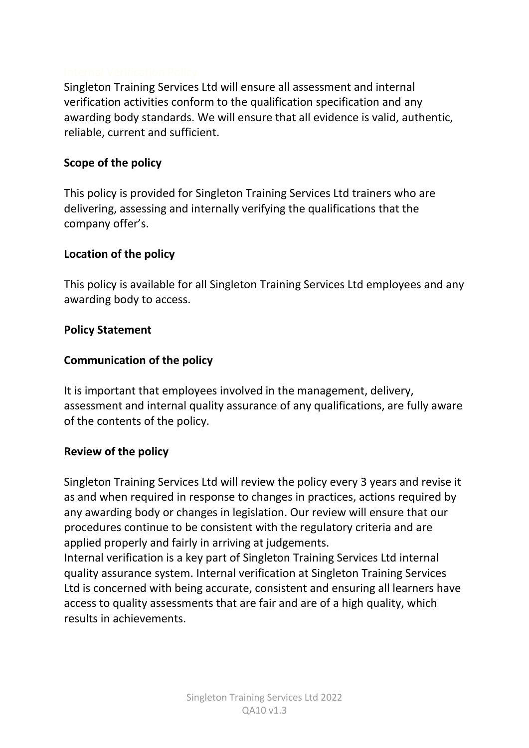Internal Verification Policy

Singleton Training Services Ltd will ensure all assessment and internal verification activities conform to the qualification specification and any awarding body standards. We will ensure that all evidence is valid, authentic, reliable, current and sufficient.

**Scope of the policy**

This policy is provided for Singleton Training Services Ltd trainers who are delivering, assessing and internally verifying the qualifications that the company offer's.

**Location of the policy**

This policy is available for all Singleton Training Services Ltd employees and any awarding body to access.

**Policy Statement**

**Communication of the policy**

It is important that employees involved in the management, delivery, assessment and internal quality assurance of any qualifications, are fully aware of the contents of the policy.

**Review of the policy**

Singleton Training Services Ltd will review the policy every 3 years and revise it as and when required in response to changes in practices, actions required by any awarding body or changes in legislation. Our review will ensure that our procedures continue to be consistent with the regulatory criteria and are applied properly and fairly in arriving at judgements.
Internal verification is a key part of Singleton Training Services Ltd internal quality assurance system. Internal verification at Singleton Training Services Ltd is concerned with being accurate, consistent and ensuring all learners have access to quality assessments that are fair and are of a high quality, which results in achievements.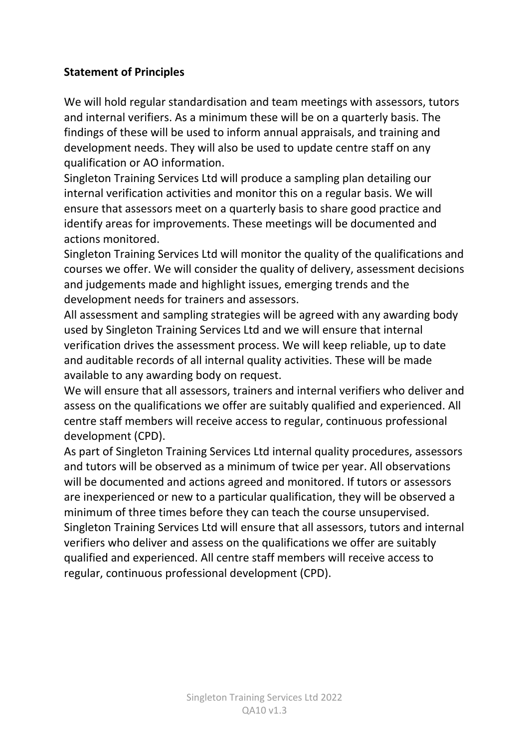**Statement of Principles**

We will hold regular standardisation and team meetings with assessors, tutors and internal verifiers. As a minimum these will be on a quarterly basis. The findings of these will be used to inform annual appraisals, and training and development needs. They will also be used to update centre staff on any qualification or AO information.

Singleton Training Services Ltd will produce a sampling plan detailing our internal verification activities and monitor this on a regular basis. We will ensure that assessors meet on a quarterly basis to share good practice and identify areas for improvements. These meetings will be documented and actions monitored.

Singleton Training Services Ltd will monitor the quality of the qualifications and courses we offer. We will consider the quality of delivery, assessment decisions and judgements made and highlight issues, emerging trends and the development needs for trainers and assessors.

All assessment and sampling strategies will be agreed with any awarding body used by Singleton Training Services Ltd and we will ensure that internal verification drives the assessment process. We will keep reliable, up to date and auditable records of all internal quality activities. These will be made available to any awarding body on request.

We will ensure that all assessors, trainers and internal verifiers who deliver and assess on the qualifications we offer are suitably qualified and experienced. All centre staff members will receive access to regular, continuous professional development (CPD).

As part of Singleton Training Services Ltd internal quality procedures, assessors and tutors will be observed as a minimum of twice per year. All observations will be documented and actions agreed and monitored. If tutors or assessors are inexperienced or new to a particular qualification, they will be observed a minimum of three times before they can teach the course unsupervised.

Singleton Training Services Ltd will ensure that all assessors, tutors and internal verifiers who deliver and assess on the qualifications we offer are suitably qualified and experienced. All centre staff members will receive access to regular, continuous professional development (CPD).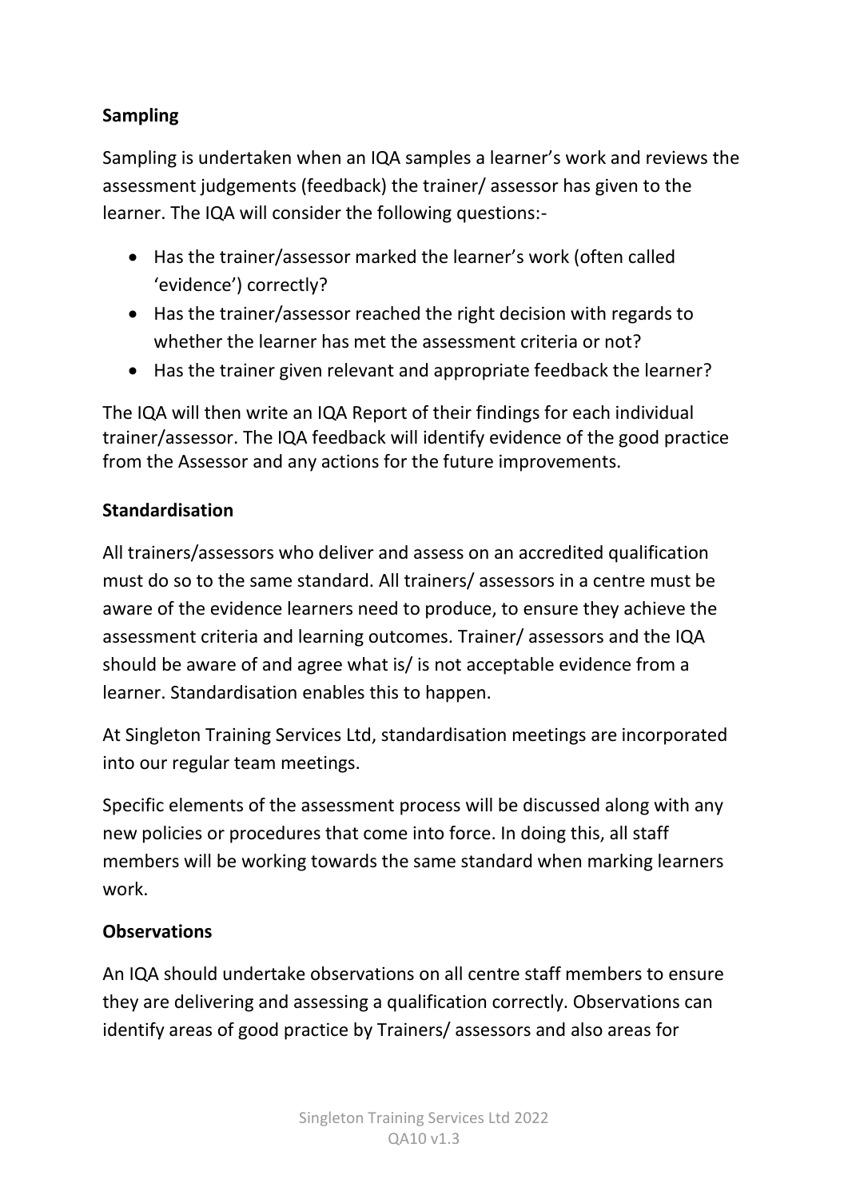**Sampling**

Sampling is undertaken when an IQA samples a learner's work and reviews the assessment judgements (feedback) the trainer/ assessor has given to the learner. The IQA will consider the following questions:-

- Has the trainer/assessor marked the learner's work (often called 'evidence') correctly?
- Has the trainer/assessor reached the right decision with regards to whether the learner has met the assessment criteria or not?
- Has the trainer given relevant and appropriate feedback the learner?

The IQA will then write an IQA Report of their findings for each individual trainer/assessor. The IQA feedback will identify evidence of the good practice from the Assessor and any actions for the future improvements.

**Standardisation**

All trainers/assessors who deliver and assess on an accredited qualification must do so to the same standard. All trainers/ assessors in a centre must be aware of the evidence learners need to produce, to ensure they achieve the assessment criteria and learning outcomes. Trainer/ assessors and the IQA should be aware of and agree what is/ is not acceptable evidence from a learner. Standardisation enables this to happen.

At Singleton Training Services Ltd, standardisation meetings are incorporated into our regular team meetings.

Specific elements of the assessment process will be discussed along with any new policies or procedures that come into force. In doing this, all staff members will be working towards the same standard when marking learners work.

**Observations**

An IQA should undertake observations on all centre staff members to ensure they are delivering and assessing a qualification correctly. Observations can identify areas of good practice by Trainers/ assessors and also areas for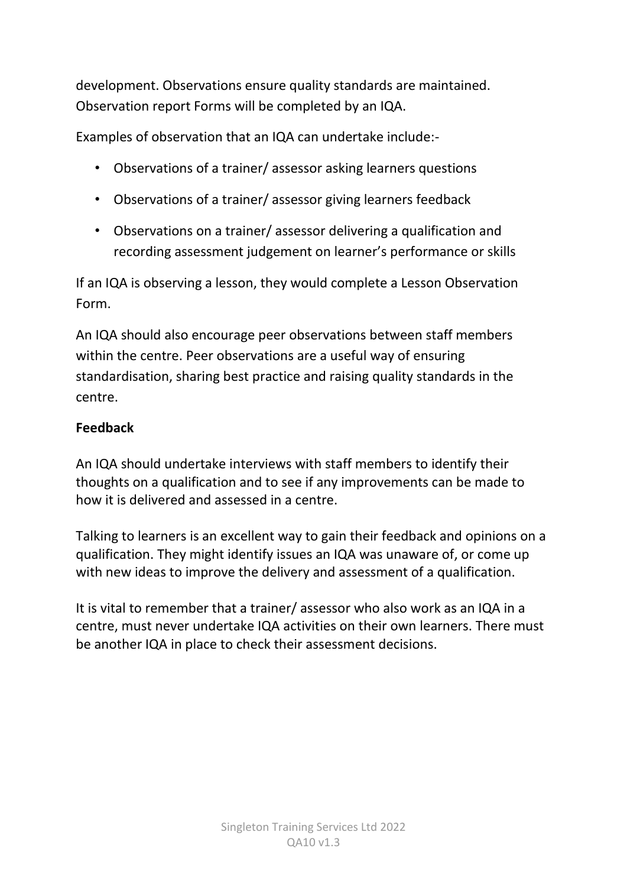development. Observations ensure quality standards are maintained. Observation report Forms will be completed by an IQA.

Examples of observation that an IQA can undertake include:-

- Observations of a trainer/ assessor asking learners questions
- Observations of a trainer/ assessor giving learners feedback
- Observations on a trainer/ assessor delivering a qualification and recording assessment judgement on learner's performance or skills

If an IQA is observing a lesson, they would complete a Lesson Observation Form.

An IQA should also encourage peer observations between staff members within the centre. Peer observations are a useful way of ensuring standardisation, sharing best practice and raising quality standards in the centre.

**Feedback**

An IQA should undertake interviews with staff members to identify their thoughts on a qualification and to see if any improvements can be made to how it is delivered and assessed in a centre.

Talking to learners is an excellent way to gain their feedback and opinions on a qualification. They might identify issues an IQA was unaware of, or come up with new ideas to improve the delivery and assessment of a qualification.

It is vital to remember that a trainer/ assessor who also work as an IQA in a centre, must never undertake IQA activities on their own learners. There must be another IQA in place to check their assessment decisions.